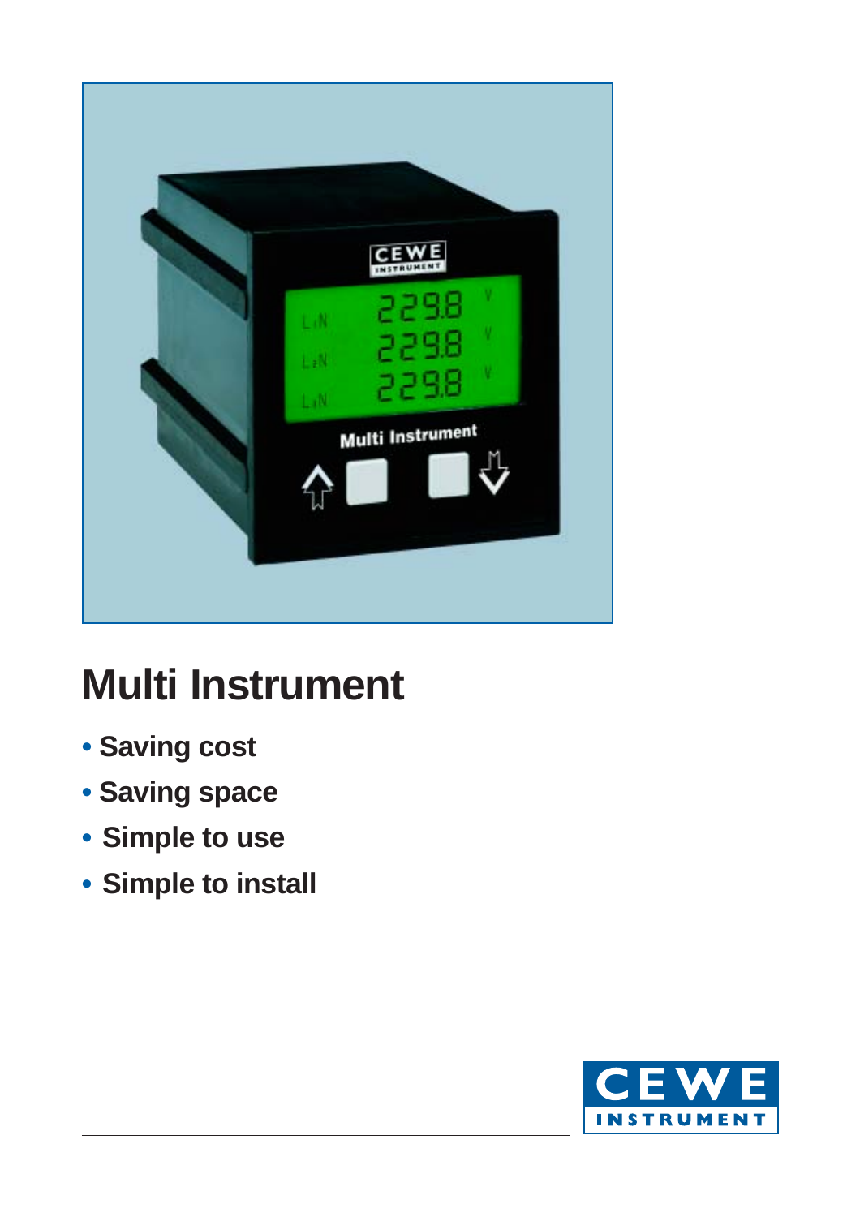# Multi Instrument

- Saving cost
- Saving space
- Simple to use
- Simple to install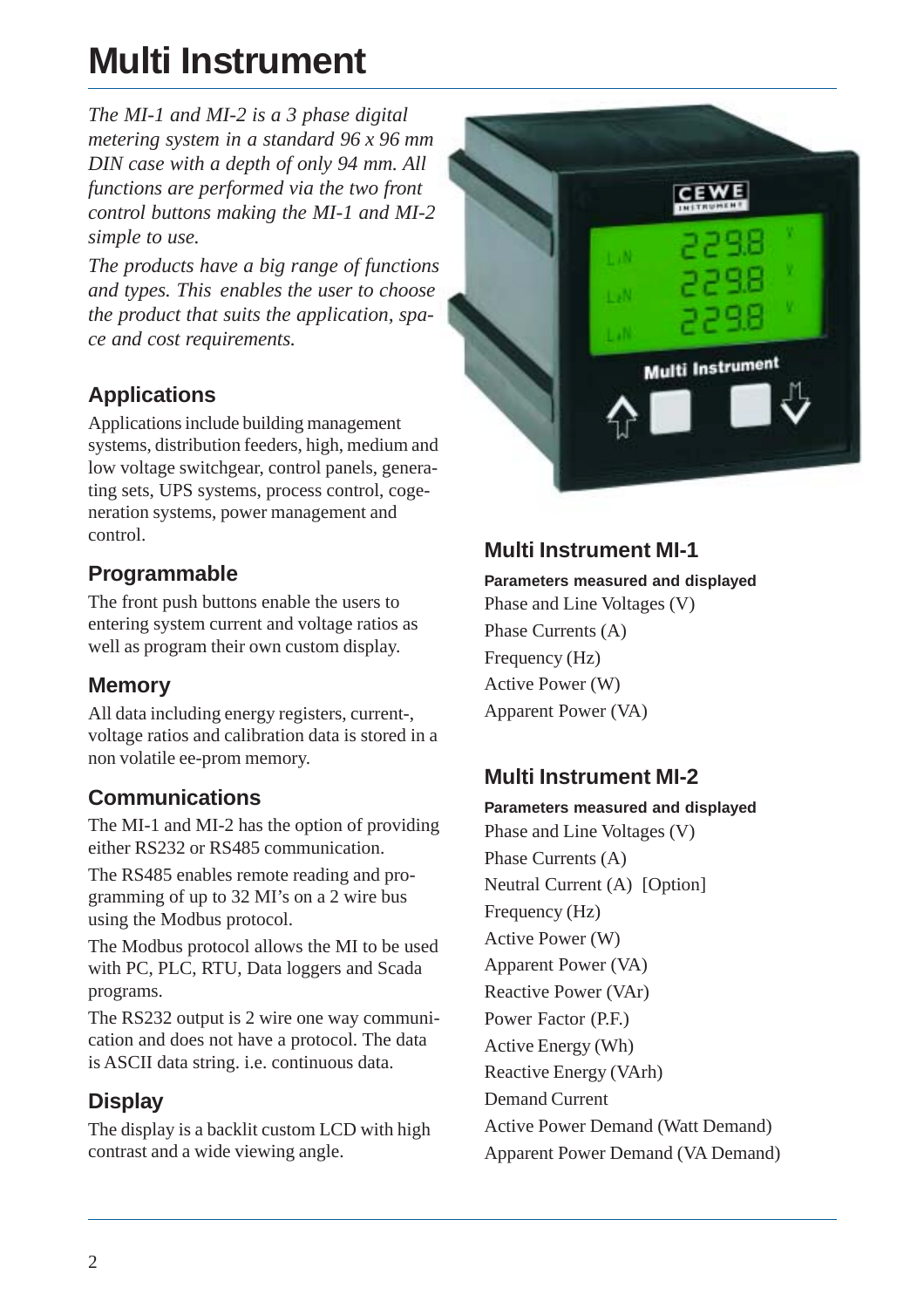# Multi Instrument

*The MI-1 and MI-2 is a 3 phase digital metering system in a standard 96 x 96 mm DIN case with a depth of only 94 mm. All functions are performed via the two front control buttons making the MI-1 and MI-2 simple to use.*

*The products have a big range of functions and types. This enables the user to choose the product that suits the application, space and cost requirements.*

## Applications

Applications include building management systems, distribution feeders, high, medium and low voltage switchgear, control panels, generating sets, UPS systems, process control, cogeneration systems, power management and control.

## Programmable

The front push buttons enable the users to entering system current and voltage ratios as well as program their own custom display.

## Memory

All data including energy registers, current-, voltage ratios and calibration data is stored in a non volatile ee-prom memory.

## Communications

The MI-1 and MI-2 has the option of providing either RS232 or RS485 communication.

The RS485 enables remote reading and programming of up to 32 MI's on a 2 wire bus using the Modbus protocol.

The Modbus protocol allows the MI to be used with PC, PLC, RTU, Data loggers and Scada programs.

The RS232 output is 2 wire one way communication and does not have a protocol. The data is ASCII data string. i.e. continuous data.

## Display

The display is a backlit custom LCD with high contrast and a wide viewing angle.

## Multi Instrument MI-1

**Parameters measured and displayed**

Phase and Line Voltages (V)
Phase Currents (A)
Frequency (Hz)
Active Power (W)
Apparent Power (VA)

## Multi Instrument MI-2

**Parameters measured and displayed**

Phase and Line Voltages (V)
Phase Currents (A)
Neutral Current (A) [Option]
Frequency (Hz)
Active Power (W)
Apparent Power (VA)
Reactive Power (VAr)
Power Factor (P.F.)
Active Energy (Wh)
Reactive Energy (VArh)
Demand Current
Active Power Demand (Watt Demand)
Apparent Power Demand (VA Demand)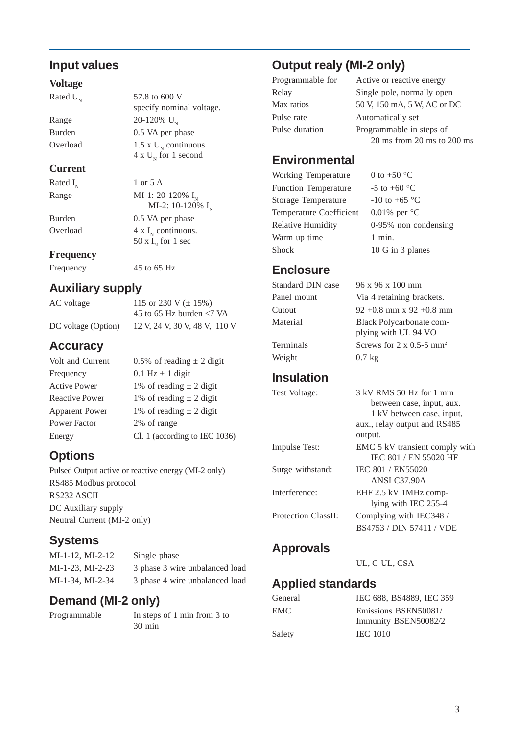## Input values

### Voltage

| | |
|---|---|
| Rated $U_N$ | 57.8 to 600 V specify nominal voltage. |
| Range | 20-120% $U_N$ |
| Burden | 0.5 VA per phase |
| Overload | 1.5 x $U_N$ continuous<br>4 x $U_N$ for 1 second |

### Current

| | |
|---|---|
| Rated $I_N$ | 1 or 5 A |
| Range | MI-1: 20-120% $I_N$<br>MI-2: 10-120% $I_N$ |
| Burden | 0.5 VA per phase |
| Overload | 4 x $I_N$ continuous.<br>50 x $I_N$ for 1 sec |

### Frequency

| | |
|---|---|
| Frequency | 45 to 65 Hz |

## Auxiliary supply

| | |
|---|---|
| AC voltage | 115 or 230 V (± 15%)<br>45 to 65 Hz burden <7 VA |
| DC voltage (Option) | 12 V, 24 V, 30 V, 48 V, 110 V |

## Accuracy

| | |
|---|---|
| Volt and Current | 0.5% of reading ± 2 digit |
| Frequency | 0.1 Hz ± 1 digit |
| Active Power | 1% of reading ± 2 digit |
| Reactive Power | 1% of reading ± 2 digit |
| Apparent Power | 1% of reading ± 2 digit |
| Power Factor | 2% of range |
| Energy | Cl. 1 (according to IEC 1036) |

## Options

Pulsed Output active or reactive energy (MI-2 only)
RS485 Modbus protocol
RS232 ASCII
DC Auxiliary supply
Neutral Current (MI-2 only)

## Systems

| | |
|---|---|
| MI-1-12, MI-2-12 | Single phase |
| MI-1-23, MI-2-23 | 3 phase 3 wire unbalanced load |
| MI-1-34, MI-2-34 | 3 phase 4 wire unbalanced load |

## Demand (MI-2 only)

| | |
|---|---|
| Programmable | In steps of 1 min from 3 to 30 min |

## Output realy (MI-2 only)

| | |
|---|---|
| Programmable for | Active or reactive energy |
| Relay | Single pole, normally open |
| Max ratios | 50 V, 150 mA, 5 W, AC or DC |
| Pulse rate | Automatically set |
| Pulse duration | Programmable in steps of 20 ms from 20 ms to 200 ms |

## Environmental

| | |
|---|---|
| Working Temperature | 0 to +50 °C |
| Function Temperature | -5 to +60 °C |
| Storage Temperature | -10 to +65 °C |
| Temperature Coefficient | 0.01% per °C |
| Relative Humidity | 0-95% non condensing |
| Warm up time | 1 min. |
| Shock | 10 G in 3 planes |

## Enclosure

| | |
|---|---|
| Standard DIN case | 96 x 96 x 100 mm |
| Panel mount | Via 4 retaining brackets. |
| Cutout | 92 +0.8 mm x 92 +0.8 mm |
| Material | Black Polycarbonate complying with UL 94 VO |
| Terminals | Screws for 2 x 0.5-5 $mm^2$ |
| Weight | 0.7 kg |

## Insulation

| | |
|---|---|
| Test Voltage: | 3 kV RMS 50 Hz for 1 min between case, input, aux. 1 kV between case, input, aux., relay output and RS485 output. |
| Impulse Test: | EMC 5 kV transient comply with IEC 801 / EN 55020 HF |
| Surge withstand: | IEC 801 / EN55020 ANSI C37.90A |
| Interference: | EHF 2.5 kV 1MHz complying with IEC 255-4 |
| Protection ClassII: | Complying with IEC348 / BS4753 / DIN 57411 / VDE |

## Approvals

UL, C-UL, CSA

## Applied standards

| | |
|---|---|
| General | IEC 688, BS4889, IEC 359 |
| EMC | Emissions BSEN50081/<br>Immunity BSEN50082/2 |
| Safety | IEC 1010 |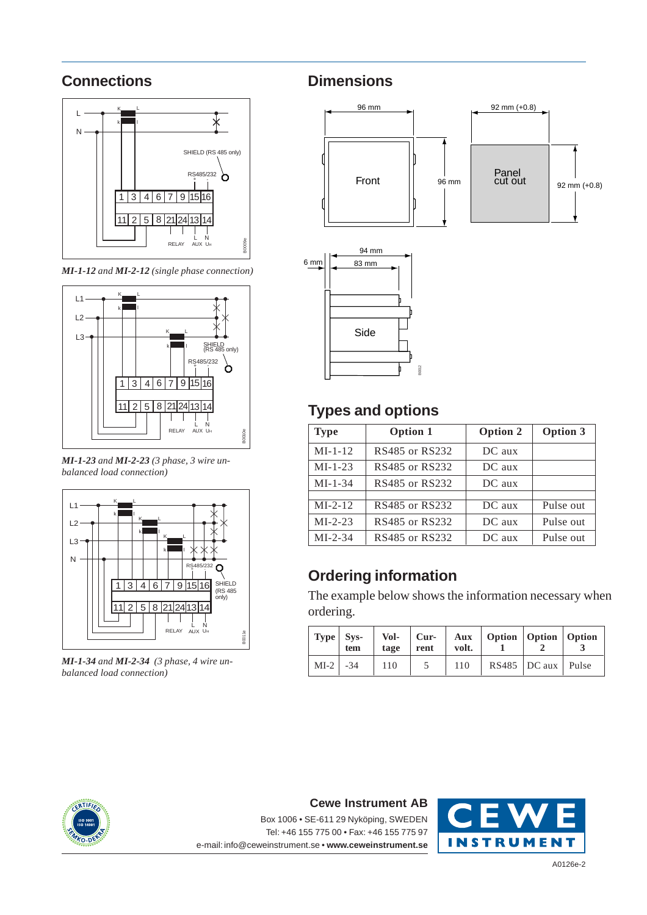## Connections

L

N

K L

k l

SHIELD (RS 485 only)

RS485/232

1 3 4 6 7 9 15 16

11 2 5 8 21 24 13 14

RELAY AUX L N $U_H$

B0009e

***MI-1-12** and **MI-2-12** (single phase connection)*

L1

L2

L3

K L

k l

SHIELD (RS 485 only)

RS485/232

1 3 4 6 7 9 15 16

11 2 5 8 21 24 13 14

RELAY AUX L N $U_H$

B0010e

***MI-1-23** and **MI-2-23** (3 phase, 3 wire unbalanced load connection)*

L1

L2

L3

N

K L

k l

RS485/232

SHIELD (RS 485 only)

1 3 4 6 7 9 15 16

11 2 5 8 21 24 13 14

RELAY AUX L N $U_H$

B0011e

***MI-1-34** and **MI-2-34** (3 phase, 4 wire unbalanced load connection)*

## Dimensions

96 mm

Front

96 mm

92 mm (+0.8)

Panel cut out

92 mm (+0.8)

6 mm

94 mm

83 mm

Side

B0012

## Types and options

| Type | Option 1 | Option 2 | Option 3 |
|---|---|---|---|
| MI-1-12 | RS485 or RS232 | DC aux | |
| MI-1-23 | RS485 or RS232 | DC aux | |
| MI-1-34 | RS485 or RS232 | DC aux | |
| | | | |
| MI-2-12 | RS485 or RS232 | DC aux | Pulse out |
| MI-2-23 | RS485 or RS232 | DC aux | Pulse out |
| MI-2-34 | RS485 or RS232 | DC aux | Pulse out |

## Ordering information

The example below shows the information necessary when ordering.

| Type | System | Voltage | Current | Aux volt. | Option 1 | Option 2 | Option 3 |
|---|---|---|---|---|---|---|---|
| MI-2 | -34 | 110 | 5 | 110 | RS485 | DC aux | Pulse |

**Cewe Instrument AB**

Box 1006 • SE-611 29 Nyköping, SWEDEN

Tel: +46 155 775 00 • Fax: +46 155 775 97

e-mail: info@ceweinstrument.se • **www.ceweinstrument.se**

A0126e-2